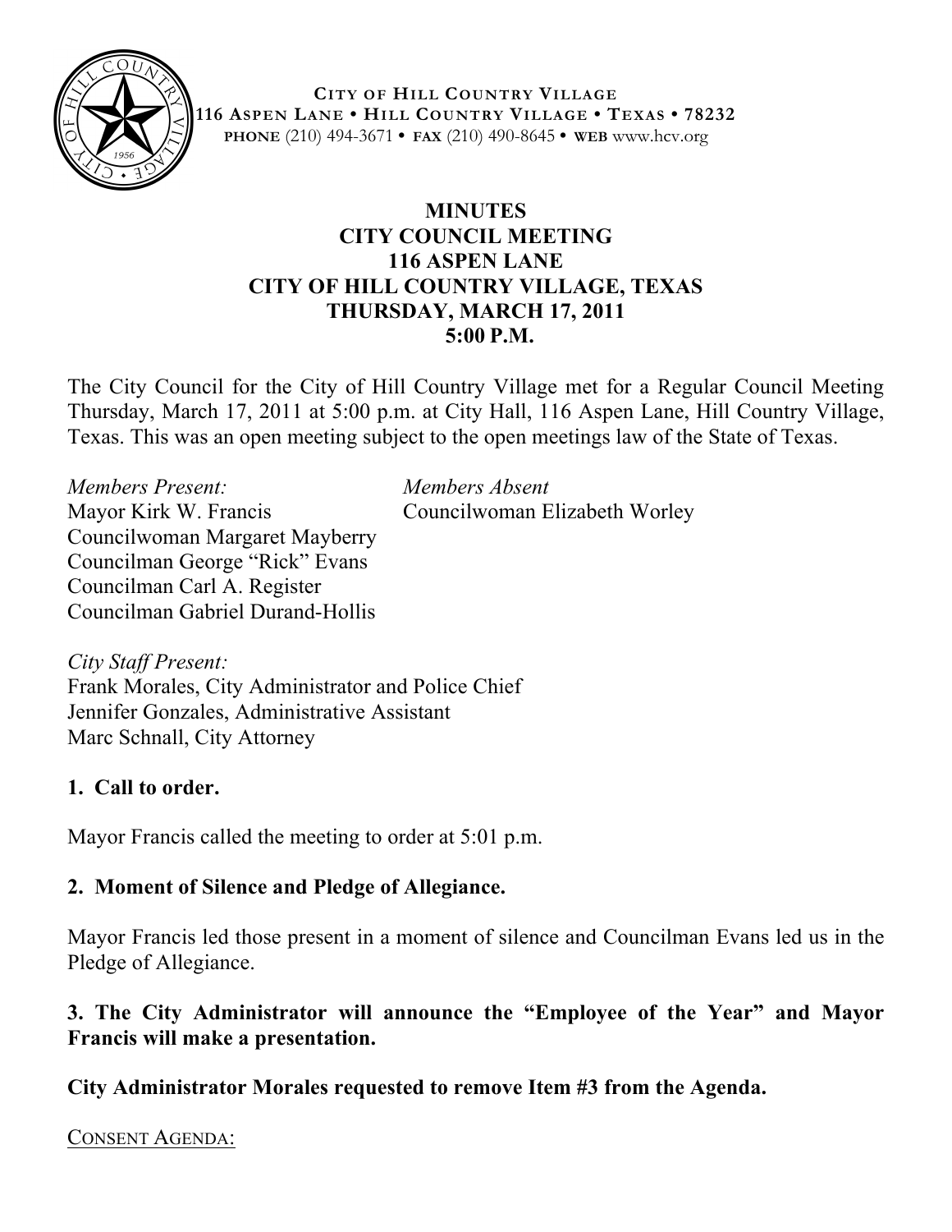**CITY OF HILL COUNTRY VILLAGE**
**116 ASPEN LANE • HILL COUNTRY VILLAGE • TEXAS • 78232**
**PHONE** (210) 494-3671 • **FAX** (210) 490-8645 • **WEB** www.hcv.org

# MINUTES
## CITY COUNCIL MEETING
## 116 ASPEN LANE
## CITY OF HILL COUNTRY VILLAGE, TEXAS
## THURSDAY, MARCH 17, 2011
## 5:00 P.M.

The City Council for the City of Hill Country Village met for a Regular Council Meeting Thursday, March 17, 2011 at 5:00 p.m. at City Hall, 116 Aspen Lane, Hill Country Village, Texas. This was an open meeting subject to the open meetings law of the State of Texas.

*Members Present:*
Mayor Kirk W. Francis
Councilwoman Margaret Mayberry
Councilman George "Rick" Evans
Councilman Carl A. Register
Councilman Gabriel Durand-Hollis

*Members Absent*
Councilwoman Elizabeth Worley

*City Staff Present:*
Frank Morales, City Administrator and Police Chief
Jennifer Gonzales, Administrative Assistant
Marc Schnall, City Attorney

**1. Call to order.**

Mayor Francis called the meeting to order at 5:01 p.m.

**2. Moment of Silence and Pledge of Allegiance.**

Mayor Francis led those present in a moment of silence and Councilman Evans led us in the Pledge of Allegiance.

**3. The City Administrator will announce the "Employee of the Year" and Mayor Francis will make a presentation.**

**City Administrator Morales requested to remove Item #3 from the Agenda.**

<u>CONSENT AGENDA:</u>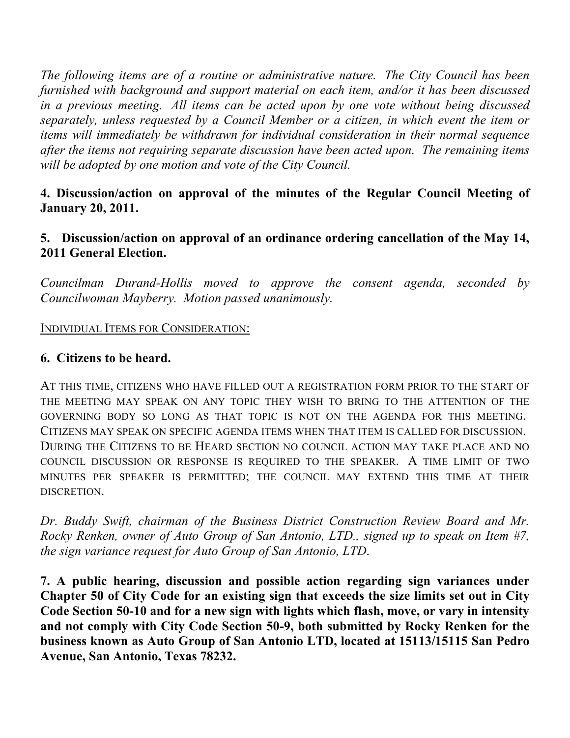*The following items are of a routine or administrative nature. The City Council has been furnished with background and support material on each item, and/or it has been discussed in a previous meeting. All items can be acted upon by one vote without being discussed separately, unless requested by a Council Member or a citizen, in which event the item or items will immediately be withdrawn for individual consideration in their normal sequence after the items not requiring separate discussion have been acted upon. The remaining items will be adopted by one motion and vote of the City Council.*

**4. Discussion/action on approval of the minutes of the Regular Council Meeting of January 20, 2011.**

**5. Discussion/action on approval of an ordinance ordering cancellation of the May 14, 2011 General Election.**

*Councilman Durand-Hollis moved to approve the consent agenda, seconded by Councilwoman Mayberry. Motion passed unanimously.*

INDIVIDUAL ITEMS FOR CONSIDERATION:

**6. Citizens to be heard.**

AT THIS TIME, CITIZENS WHO HAVE FILLED OUT A REGISTRATION FORM PRIOR TO THE START OF THE MEETING MAY SPEAK ON ANY TOPIC THEY WISH TO BRING TO THE ATTENTION OF THE GOVERNING BODY SO LONG AS THAT TOPIC IS NOT ON THE AGENDA FOR THIS MEETING. CITIZENS MAY SPEAK ON SPECIFIC AGENDA ITEMS WHEN THAT ITEM IS CALLED FOR DISCUSSION. DURING THE CITIZENS TO BE HEARD SECTION NO COUNCIL ACTION MAY TAKE PLACE AND NO COUNCIL DISCUSSION OR RESPONSE IS REQUIRED TO THE SPEAKER. A TIME LIMIT OF TWO MINUTES PER SPEAKER IS PERMITTED; THE COUNCIL MAY EXTEND THIS TIME AT THEIR DISCRETION.

*Dr. Buddy Swift, chairman of the Business District Construction Review Board and Mr. Rocky Renken, owner of Auto Group of San Antonio, LTD., signed up to speak on Item #7, the sign variance request for Auto Group of San Antonio, LTD.*

**7. A public hearing, discussion and possible action regarding sign variances under Chapter 50 of City Code for an existing sign that exceeds the size limits set out in City Code Section 50-10 and for a new sign with lights which flash, move, or vary in intensity and not comply with City Code Section 50-9, both submitted by Rocky Renken for the business known as Auto Group of San Antonio LTD, located at 15113/15115 San Pedro Avenue, San Antonio, Texas 78232.**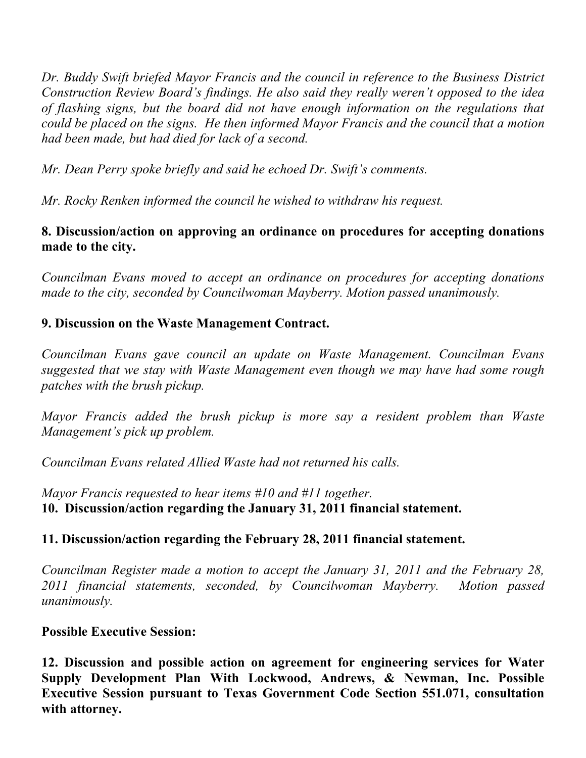*Dr. Buddy Swift briefed Mayor Francis and the council in reference to the Business District Construction Review Board's findings. He also said they really weren't opposed to the idea of flashing signs, but the board did not have enough information on the regulations that could be placed on the signs. He then informed Mayor Francis and the council that a motion had been made, but had died for lack of a second.*

*Mr. Dean Perry spoke briefly and said he echoed Dr. Swift's comments.*

*Mr. Rocky Renken informed the council he wished to withdraw his request.*

**8. Discussion/action on approving an ordinance on procedures for accepting donations made to the city.**

*Councilman Evans moved to accept an ordinance on procedures for accepting donations made to the city, seconded by Councilwoman Mayberry. Motion passed unanimously.*

**9. Discussion on the Waste Management Contract.**

*Councilman Evans gave council an update on Waste Management. Councilman Evans suggested that we stay with Waste Management even though we may have had some rough patches with the brush pickup.*

*Mayor Francis added the brush pickup is more say a resident problem than Waste Management's pick up problem.*

*Councilman Evans related Allied Waste had not returned his calls.*

*Mayor Francis requested to hear items #10 and #11 together.*

**10. Discussion/action regarding the January 31, 2011 financial statement.**

**11. Discussion/action regarding the February 28, 2011 financial statement.**

*Councilman Register made a motion to accept the January 31, 2011 and the February 28, 2011 financial statements, seconded, by Councilwoman Mayberry. Motion passed unanimously.*

**Possible Executive Session:**

**12. Discussion and possible action on agreement for engineering services for Water Supply Development Plan With Lockwood, Andrews, & Newman, Inc. Possible Executive Session pursuant to Texas Government Code Section 551.071, consultation with attorney.**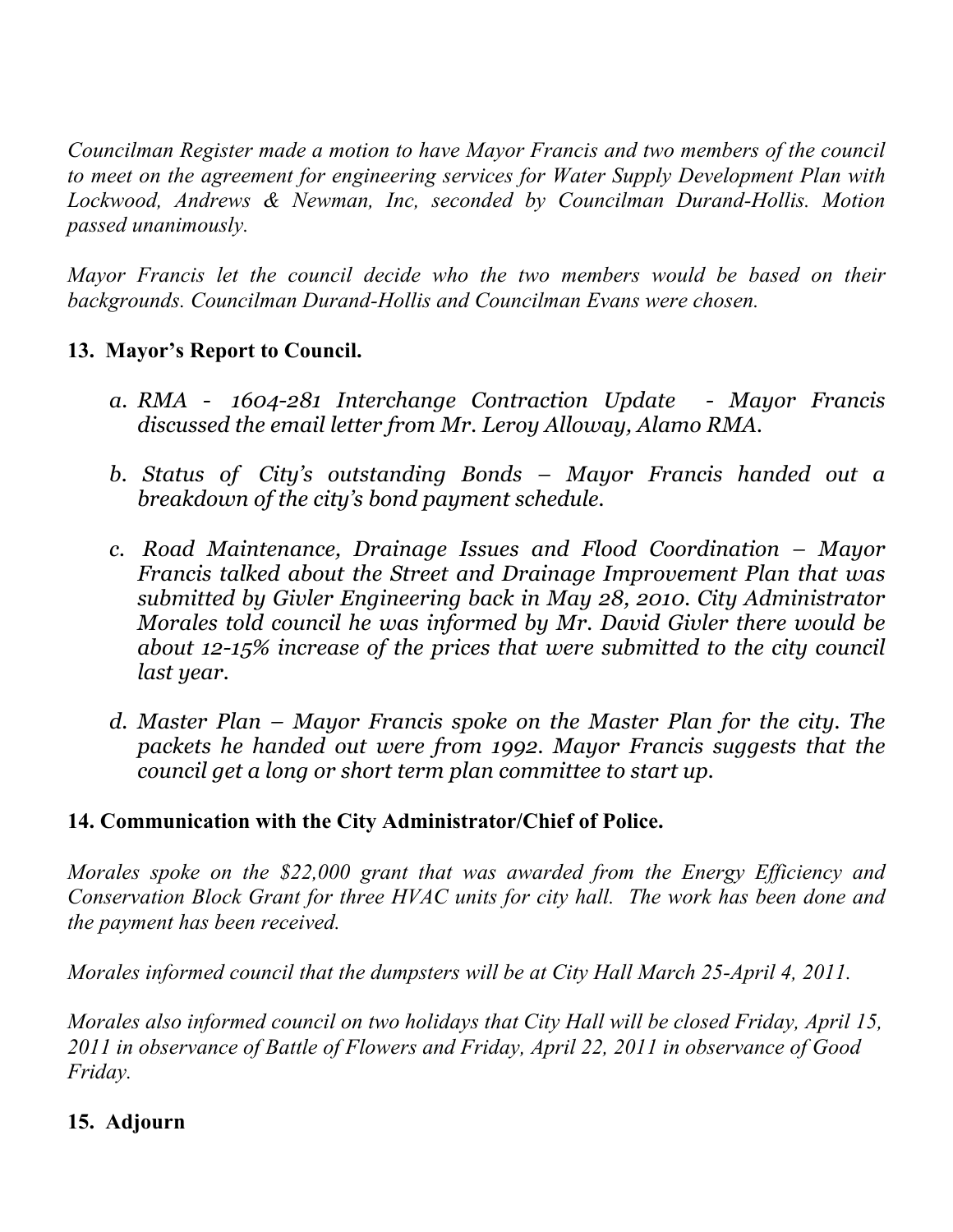*Councilman Register made a motion to have Mayor Francis and two members of the council to meet on the agreement for engineering services for Water Supply Development Plan with Lockwood, Andrews & Newman, Inc, seconded by Councilman Durand-Hollis. Motion passed unanimously.*

*Mayor Francis let the council decide who the two members would be based on their backgrounds. Councilman Durand-Hollis and Councilman Evans were chosen.*

## 13. Mayor's Report to Council.

*a. RMA - 1604-281 Interchange Contraction Update - Mayor Francis discussed the email letter from Mr. Leroy Alloway, Alamo RMA.*

*b. Status of City's outstanding Bonds – Mayor Francis handed out a breakdown of the city's bond payment schedule.*

*c. Road Maintenance, Drainage Issues and Flood Coordination – Mayor Francis talked about the Street and Drainage Improvement Plan that was submitted by Givler Engineering back in May 28, 2010. City Administrator Morales told council he was informed by Mr. David Givler there would be about 12-15% increase of the prices that were submitted to the city council last year.*

*d. Master Plan – Mayor Francis spoke on the Master Plan for the city. The packets he handed out were from 1992. Mayor Francis suggests that the council get a long or short term plan committee to start up.*

## 14. Communication with the City Administrator/Chief of Police.

*Morales spoke on the $22,000 grant that was awarded from the Energy Efficiency and Conservation Block Grant for three HVAC units for city hall. The work has been done and the payment has been received.*

*Morales informed council that the dumpsters will be at City Hall March 25-April 4, 2011.*

*Morales also informed council on two holidays that City Hall will be closed Friday, April 15, 2011 in observance of Battle of Flowers and Friday, April 22, 2011 in observance of Good Friday.*

## 15. Adjourn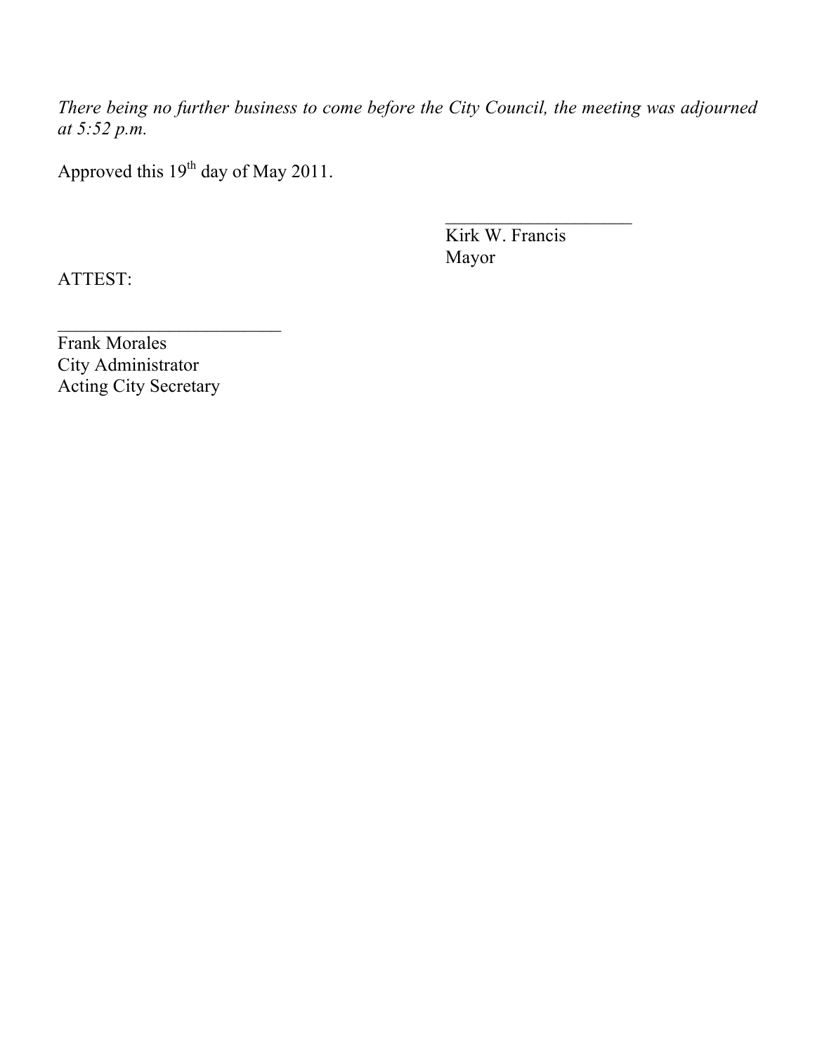*There being no further business to come before the City Council, the meeting was adjourned at 5:52 p.m.*

Approved this 19th day of May 2011.

\_\_\_\_\_\_\_\_\_\_\_\_\_\_\_\_\_\_\_\_\_
Kirk W. Francis
Mayor

ATTEST:

\_\_\_\_\_\_\_\_\_\_\_\_\_\_\_\_\_\_\_\_\_\_\_\_\_
Frank Morales
City Administrator
Acting City Secretary